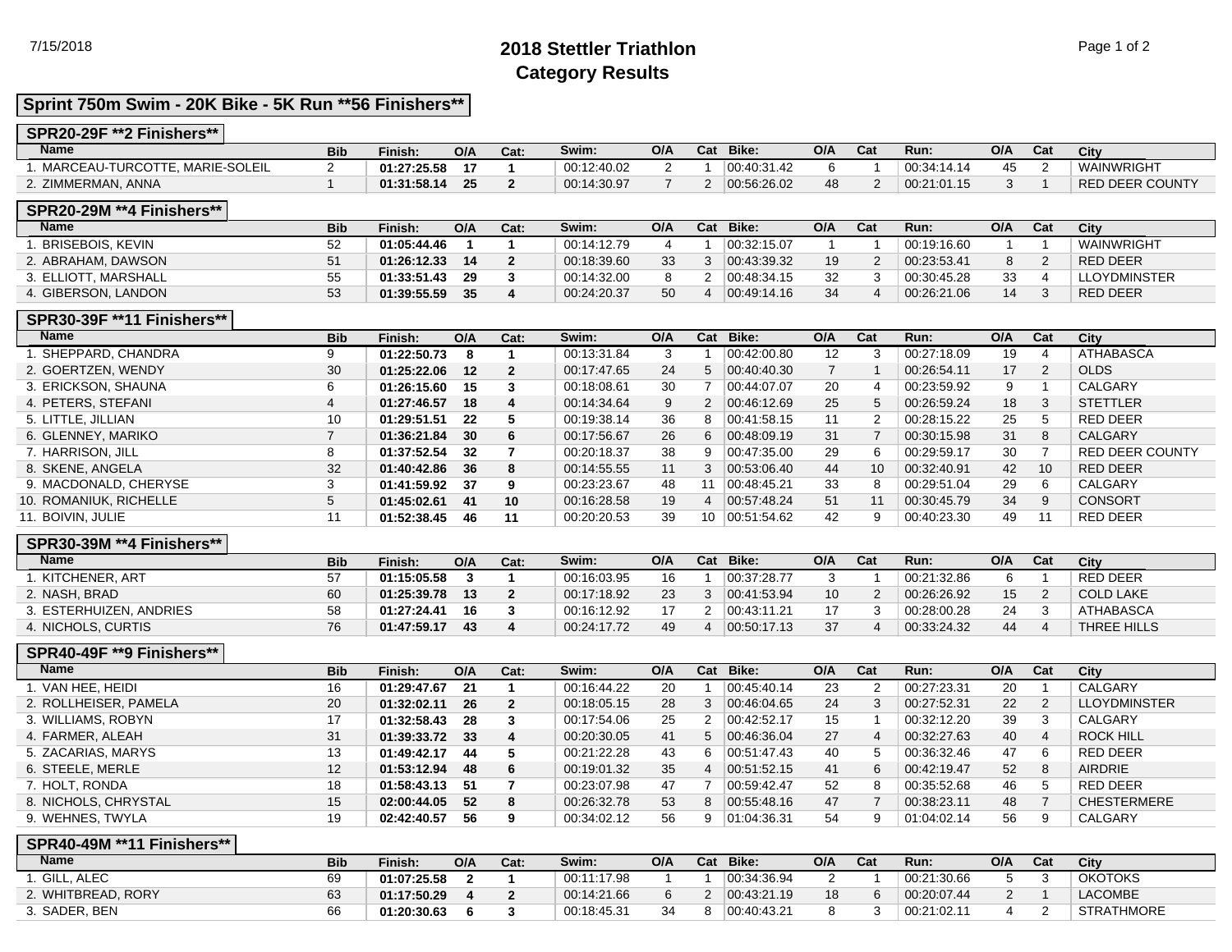# 2018 Stettler Triathlon
## Category Results

## Sprint 750m Swim - 20K Bike - 5K Run **56 Finishers**

### SPR20-29F **2 Finishers**

| Name | Bib | Finish: | O/A | Cat: | Swim: | O/A | Cat | Bike: | O/A | Cat | Run: | O/A | Cat | City |
|---|---|---|---|---|---|---|---|---|---|---|---|---|---|---|
| 1. MARCEAU-TURCOTTE, MARIE-SOLEIL | 2 | **01:27:25.58** | **17** | **1** | 00:12:40.02 | 2 | 1 | 00:40:31.42 | 6 | 1 | 00:34:14.14 | 45 | 2 | WAINWRIGHT |
| 2. ZIMMERMAN, ANNA | 1 | **01:31:58.14** | **25** | **2** | 00:14:30.97 | 7 | 2 | 00:56:26.02 | 48 | 2 | 00:21:01.15 | 3 | 1 | RED DEER COUNTY |

### SPR20-29M **4 Finishers**

| Name | Bib | Finish: | O/A | Cat: | Swim: | O/A | Cat | Bike: | O/A | Cat | Run: | O/A | Cat | City |
|---|---|---|---|---|---|---|---|---|---|---|---|---|---|---|
| 1. BRISEBOIS, KEVIN | 52 | **01:05:44.46** | **1** | **1** | 00:14:12.79 | 4 | 1 | 00:32:15.07 | 1 | 1 | 00:19:16.60 | 1 | 1 | WAINWRIGHT |
| 2. ABRAHAM, DAWSON | 51 | **01:26:12.33** | **14** | **2** | 00:18:39.60 | 33 | 3 | 00:43:39.32 | 19 | 2 | 00:23:53.41 | 8 | 2 | RED DEER |
| 3. ELLIOTT, MARSHALL | 55 | **01:33:51.43** | **29** | **3** | 00:14:32.00 | 8 | 2 | 00:48:34.15 | 32 | 3 | 00:30:45.28 | 33 | 4 | LLOYDMINSTER |
| 4. GIBERSON, LANDON | 53 | **01:39:55.59** | **35** | **4** | 00:24:20.37 | 50 | 4 | 00:49:14.16 | 34 | 4 | 00:26:21.06 | 14 | 3 | RED DEER |

### SPR30-39F **11 Finishers**

| Name | Bib | Finish: | O/A | Cat: | Swim: | O/A | Cat | Bike: | O/A | Cat | Run: | O/A | Cat | City |
|---|---|---|---|---|---|---|---|---|---|---|---|---|---|---|
| 1. SHEPPARD, CHANDRA | 9 | **01:22:50.73** | **8** | **1** | 00:13:31.84 | 3 | 1 | 00:42:00.80 | 12 | 3 | 00:27:18.09 | 19 | 4 | ATHABASCA |
| 2. GOERTZEN, WENDY | 30 | **01:25:22.06** | **12** | **2** | 00:17:47.65 | 24 | 5 | 00:40:40.30 | 7 | 1 | 00:26:54.11 | 17 | 2 | OLDS |
| 3. ERICKSON, SHAUNA | 6 | **01:26:15.60** | **15** | **3** | 00:18:08.61 | 30 | 7 | 00:44:07.07 | 20 | 4 | 00:23:59.92 | 9 | 1 | CALGARY |
| 4. PETERS, STEFANI | 4 | **01:27:46.57** | **18** | **4** | 00:14:34.64 | 9 | 2 | 00:46:12.69 | 25 | 5 | 00:26:59.24 | 18 | 3 | STETTLER |
| 5. LITTLE, JILLIAN | 10 | **01:29:51.51** | **22** | **5** | 00:19:38.14 | 36 | 8 | 00:41:58.15 | 11 | 2 | 00:28:15.22 | 25 | 5 | RED DEER |
| 6. GLENNEY, MARIKO | 7 | **01:36:21.84** | **30** | **6** | 00:17:56.67 | 26 | 6 | 00:48:09.19 | 31 | 7 | 00:30:15.98 | 31 | 8 | CALGARY |
| 7. HARRISON, JILL | 8 | **01:37:52.54** | **32** | **7** | 00:20:18.37 | 38 | 9 | 00:47:35.00 | 29 | 6 | 00:29:59.17 | 30 | 7 | RED DEER COUNTY |
| 8. SKENE, ANGELA | 32 | **01:40:42.86** | **36** | **8** | 00:14:55.55 | 11 | 3 | 00:53:06.40 | 44 | 10 | 00:32:40.91 | 42 | 10 | RED DEER |
| 9. MACDONALD, CHERYSE | 3 | **01:41:59.92** | **37** | **9** | 00:23:23.67 | 48 | 11 | 00:48:45.21 | 33 | 8 | 00:29:51.04 | 29 | 6 | CALGARY |
| 10. ROMANIUK, RICHELLE | 5 | **01:45:02.61** | **41** | **10** | 00:16:28.58 | 19 | 4 | 00:57:48.24 | 51 | 11 | 00:30:45.79 | 34 | 9 | CONSORT |
| 11. BOIVIN, JULIE | 11 | **01:52:38.45** | **46** | **11** | 00:20:20.53 | 39 | 10 | 00:51:54.62 | 42 | 9 | 00:40:23.30 | 49 | 11 | RED DEER |

### SPR30-39M **4 Finishers**

| Name | Bib | Finish: | O/A | Cat: | Swim: | O/A | Cat | Bike: | O/A | Cat | Run: | O/A | Cat | City |
|---|---|---|---|---|---|---|---|---|---|---|---|---|---|---|
| 1. KITCHENER, ART | 57 | **01:15:05.58** | **3** | **1** | 00:16:03.95 | 16 | 1 | 00:37:28.77 | 3 | 1 | 00:21:32.86 | 6 | 1 | RED DEER |
| 2. NASH, BRAD | 60 | **01:25:39.78** | **13** | **2** | 00:17:18.92 | 23 | 3 | 00:41:53.94 | 10 | 2 | 00:26:26.92 | 15 | 2 | COLD LAKE |
| 3. ESTERHUIZEN, ANDRIES | 58 | **01:27:24.41** | **16** | **3** | 00:16:12.92 | 17 | 2 | 00:43:11.21 | 17 | 3 | 00:28:00.28 | 24 | 3 | ATHABASCA |
| 4. NICHOLS, CURTIS | 76 | **01:47:59.17** | **43** | **4** | 00:24:17.72 | 49 | 4 | 00:50:17.13 | 37 | 4 | 00:33:24.32 | 44 | 4 | THREE HILLS |

### SPR40-49F **9 Finishers**

| Name | Bib | Finish: | O/A | Cat: | Swim: | O/A | Cat | Bike: | O/A | Cat | Run: | O/A | Cat | City |
|---|---|---|---|---|---|---|---|---|---|---|---|---|---|---|
| 1. VAN HEE, HEIDI | 16 | **01:29:47.67** | **21** | **1** | 00:16:44.22 | 20 | 1 | 00:45:40.14 | 23 | 2 | 00:27:23.31 | 20 | 1 | CALGARY |
| 2. ROLLHEISER, PAMELA | 20 | **01:32:02.11** | **26** | **2** | 00:18:05.15 | 28 | 3 | 00:46:04.65 | 24 | 3 | 00:27:52.31 | 22 | 2 | LLOYDMINSTER |
| 3. WILLIAMS, ROBYN | 17 | **01:32:58.43** | **28** | **3** | 00:17:54.06 | 25 | 2 | 00:42:52.17 | 15 | 1 | 00:32:12.20 | 39 | 3 | CALGARY |
| 4. FARMER, ALEAH | 31 | **01:39:33.72** | **33** | **4** | 00:20:30.05 | 41 | 5 | 00:46:36.04 | 27 | 4 | 00:32:27.63 | 40 | 4 | ROCK HILL |
| 5. ZACARIAS, MARYS | 13 | **01:49:42.17** | **44** | **5** | 00:21:22.28 | 43 | 6 | 00:51:47.43 | 40 | 5 | 00:36:32.46 | 47 | 6 | RED DEER |
| 6. STEELE, MERLE | 12 | **01:53:12.94** | **48** | **6** | 00:19:01.32 | 35 | 4 | 00:51:52.15 | 41 | 6 | 00:42:19.47 | 52 | 8 | AIRDRIE |
| 7. HOLT, RONDA | 18 | **01:58:43.13** | **51** | **7** | 00:23:07.98 | 47 | 7 | 00:59:42.47 | 52 | 8 | 00:35:52.68 | 46 | 5 | RED DEER |
| 8. NICHOLS, CHRYSTAL | 15 | **02:00:44.05** | **52** | **8** | 00:26:32.78 | 53 | 8 | 00:55:48.16 | 47 | 7 | 00:38:23.11 | 48 | 7 | CHESTERMERE |
| 9. WEHNES, TWYLA | 19 | **02:42:40.57** | **56** | **9** | 00:34:02.12 | 56 | 9 | 01:04:36.31 | 54 | 9 | 01:04:02.14 | 56 | 9 | CALGARY |

### SPR40-49M **11 Finishers**

| Name | Bib | Finish: | O/A | Cat: | Swim: | O/A | Cat | Bike: | O/A | Cat | Run: | O/A | Cat | City |
|---|---|---|---|---|---|---|---|---|---|---|---|---|---|---|
| 1. GILL, ALEC | 69 | **01:07:25.58** | **2** | **1** | 00:11:17.98 | 1 | 1 | 00:34:36.94 | 2 | 1 | 00:21:30.66 | 5 | 3 | OKOTOKS |
| 2. WHITBREAD, RORY | 63 | **01:17:50.29** | **4** | **2** | 00:14:21.66 | 6 | 2 | 00:43:21.19 | 18 | 6 | 00:20:07.44 | 2 | 1 | LACOMBE |
| 3. SADER, BEN | 66 | **01:20:30.63** | **6** | **3** | 00:18:45.31 | 34 | 8 | 00:40:43.21 | 8 | 3 | 00:21:02.11 | 4 | 2 | STRATHMORE |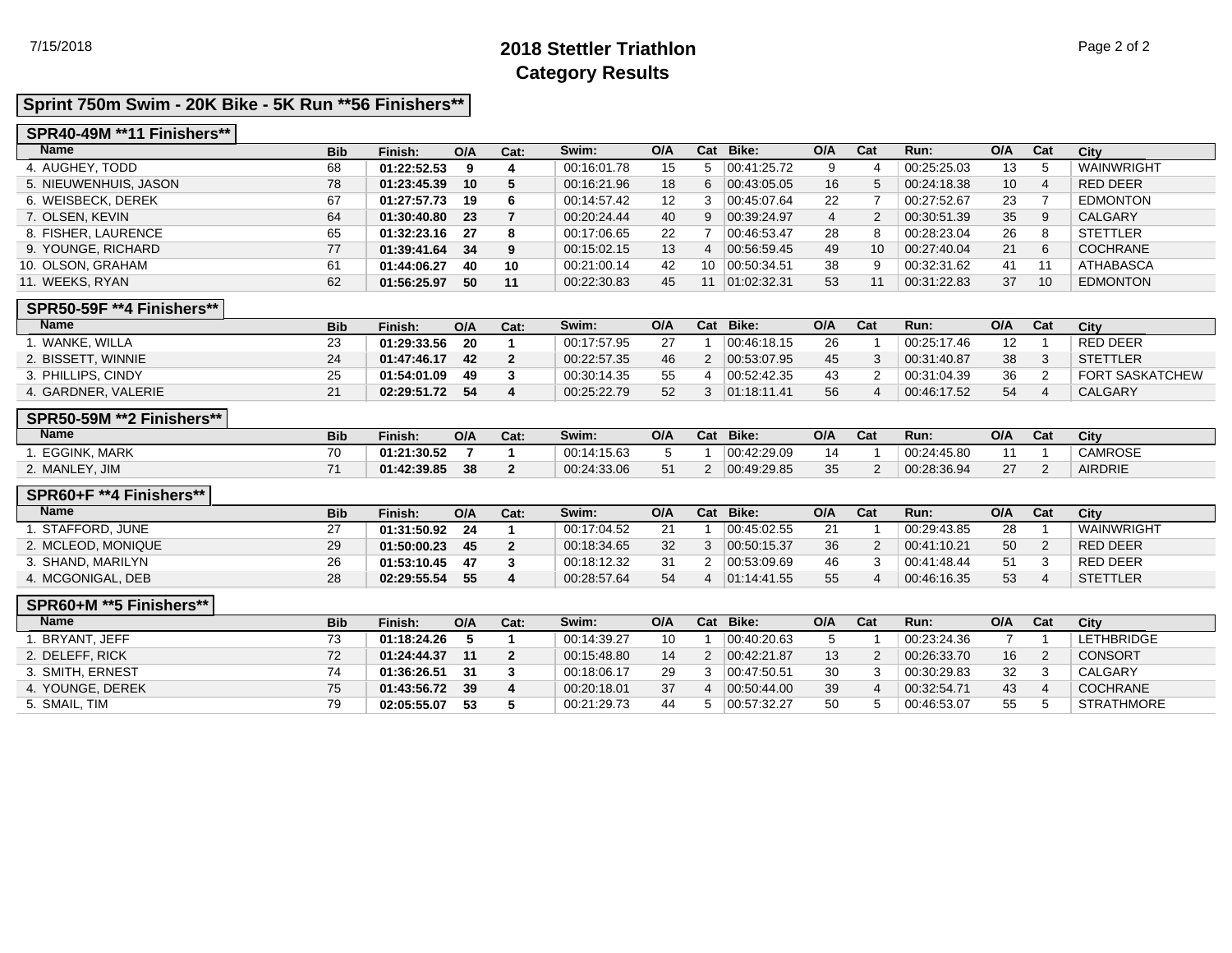# 2018 Stettler Triathlon
## Category Results

### Sprint 750m Swim - 20K Bike - 5K Run **56 Finishers**

#### SPR40-49M **11 Finishers**

| Name | Bib | Finish: | O/A | Cat: | Swim: | O/A | Cat | Bike: | O/A | Cat | Run: | O/A | Cat | City |
|---|---|---|---|---|---|---|---|---|---|---|---|---|---|---|
| 4. AUGHEY, TODD | 68 | **01:22:52.53** | **9** | **4** | 00:16:01.78 | 15 | 5 | 00:41:25.72 | 9 | 4 | 00:25:25.03 | 13 | 5 | WAINWRIGHT |
| 5. NIEUWENHUIS, JASON | 78 | **01:23:45.39** | **10** | **5** | 00:16:21.96 | 18 | 6 | 00:43:05.05 | 16 | 5 | 00:24:18.38 | 10 | 4 | RED DEER |
| 6. WEISBECK, DEREK | 67 | **01:27:57.73** | **19** | **6** | 00:14:57.42 | 12 | 3 | 00:45:07.64 | 22 | 7 | 00:27:52.67 | 23 | 7 | EDMONTON |
| 7. OLSEN, KEVIN | 64 | **01:30:40.80** | **23** | **7** | 00:20:24.44 | 40 | 9 | 00:39:24.97 | 4 | 2 | 00:30:51.39 | 35 | 9 | CALGARY |
| 8. FISHER, LAURENCE | 65 | **01:32:23.16** | **27** | **8** | 00:17:06.65 | 22 | 7 | 00:46:53.47 | 28 | 8 | 00:28:23.04 | 26 | 8 | STETTLER |
| 9. YOUNGE, RICHARD | 77 | **01:39:41.64** | **34** | **9** | 00:15:02.15 | 13 | 4 | 00:56:59.45 | 49 | 10 | 00:27:40.04 | 21 | 6 | COCHRANE |
| 10. OLSON, GRAHAM | 61 | **01:44:06.27** | **40** | **10** | 00:21:00.14 | 42 | 10 | 00:50:34.51 | 38 | 9 | 00:32:31.62 | 41 | 11 | ATHABASCA |
| 11. WEEKS, RYAN | 62 | **01:56:25.97** | **50** | **11** | 00:22:30.83 | 45 | 11 | 01:02:32.31 | 53 | 11 | 00:31:22.83 | 37 | 10 | EDMONTON |

#### SPR50-59F **4 Finishers**

| Name | Bib | Finish: | O/A | Cat: | Swim: | O/A | Cat | Bike: | O/A | Cat | Run: | O/A | Cat | City |
|---|---|---|---|---|---|---|---|---|---|---|---|---|---|---|
| 1. WANKE, WILLA | 23 | **01:29:33.56** | **20** | **1** | 00:17:57.95 | 27 | 1 | 00:46:18.15 | 26 | 1 | 00:25:17.46 | 12 | 1 | RED DEER |
| 2. BISSETT, WINNIE | 24 | **01:47:46.17** | **42** | **2** | 00:22:57.35 | 46 | 2 | 00:53:07.95 | 45 | 3 | 00:31:40.87 | 38 | 3 | STETTLER |
| 3. PHILLIPS, CINDY | 25 | **01:54:01.09** | **49** | **3** | 00:30:14.35 | 55 | 4 | 00:52:42.35 | 43 | 2 | 00:31:04.39 | 36 | 2 | FORT SASKATCHEW |
| 4. GARDNER, VALERIE | 21 | **02:29:51.72** | **54** | **4** | 00:25:22.79 | 52 | 3 | 01:18:11.41 | 56 | 4 | 00:46:17.52 | 54 | 4 | CALGARY |

#### SPR50-59M **2 Finishers**

| Name | Bib | Finish: | O/A | Cat: | Swim: | O/A | Cat | Bike: | O/A | Cat | Run: | O/A | Cat | City |
|---|---|---|---|---|---|---|---|---|---|---|---|---|---|---|
| 1. EGGINK, MARK | 70 | **01:21:30.52** | **7** | **1** | 00:14:15.63 | 5 | 1 | 00:42:29.09 | 14 | 1 | 00:24:45.80 | 11 | 1 | CAMROSE |
| 2. MANLEY, JIM | 71 | **01:42:39.85** | **38** | **2** | 00:24:33.06 | 51 | 2 | 00:49:29.85 | 35 | 2 | 00:28:36.94 | 27 | 2 | AIRDRIE |

#### SPR60+F **4 Finishers**

| Name | Bib | Finish: | O/A | Cat: | Swim: | O/A | Cat | Bike: | O/A | Cat | Run: | O/A | Cat | City |
|---|---|---|---|---|---|---|---|---|---|---|---|---|---|---|
| 1. STAFFORD, JUNE | 27 | **01:31:50.92** | **24** | **1** | 00:17:04.52 | 21 | 1 | 00:45:02.55 | 21 | 1 | 00:29:43.85 | 28 | 1 | WAINWRIGHT |
| 2. MCLEOD, MONIQUE | 29 | **01:50:00.23** | **45** | **2** | 00:18:34.65 | 32 | 3 | 00:50:15.37 | 36 | 2 | 00:41:10.21 | 50 | 2 | RED DEER |
| 3. SHAND, MARILYN | 26 | **01:53:10.45** | **47** | **3** | 00:18:12.32 | 31 | 2 | 00:53:09.69 | 46 | 3 | 00:41:48.44 | 51 | 3 | RED DEER |
| 4. MCGONIGAL, DEB | 28 | **02:29:55.54** | **55** | **4** | 00:28:57.64 | 54 | 4 | 01:14:41.55 | 55 | 4 | 00:46:16.35 | 53 | 4 | STETTLER |

#### SPR60+M **5 Finishers**

| Name | Bib | Finish: | O/A | Cat: | Swim: | O/A | Cat | Bike: | O/A | Cat | Run: | O/A | Cat | City |
|---|---|---|---|---|---|---|---|---|---|---|---|---|---|---|
| 1. BRYANT, JEFF | 73 | **01:18:24.26** | **5** | **1** | 00:14:39.27 | 10 | 1 | 00:40:20.63 | 5 | 1 | 00:23:24.36 | 7 | 1 | LETHBRIDGE |
| 2. DELEFF, RICK | 72 | **01:24:44.37** | **11** | **2** | 00:15:48.80 | 14 | 2 | 00:42:21.87 | 13 | 2 | 00:26:33.70 | 16 | 2 | CONSORT |
| 3. SMITH, ERNEST | 74 | **01:36:26.51** | **31** | **3** | 00:18:06.17 | 29 | 3 | 00:47:50.51 | 30 | 3 | 00:30:29.83 | 32 | 3 | CALGARY |
| 4. YOUNGE, DEREK | 75 | **01:43:56.72** | **39** | **4** | 00:20:18.01 | 37 | 4 | 00:50:44.00 | 39 | 4 | 00:32:54.71 | 43 | 4 | COCHRANE |
| 5. SMAIL, TIM | 79 | **02:05:55.07** | **53** | **5** | 00:21:29.73 | 44 | 5 | 00:57:32.27 | 50 | 5 | 00:46:53.07 | 55 | 5 | STRATHMORE |